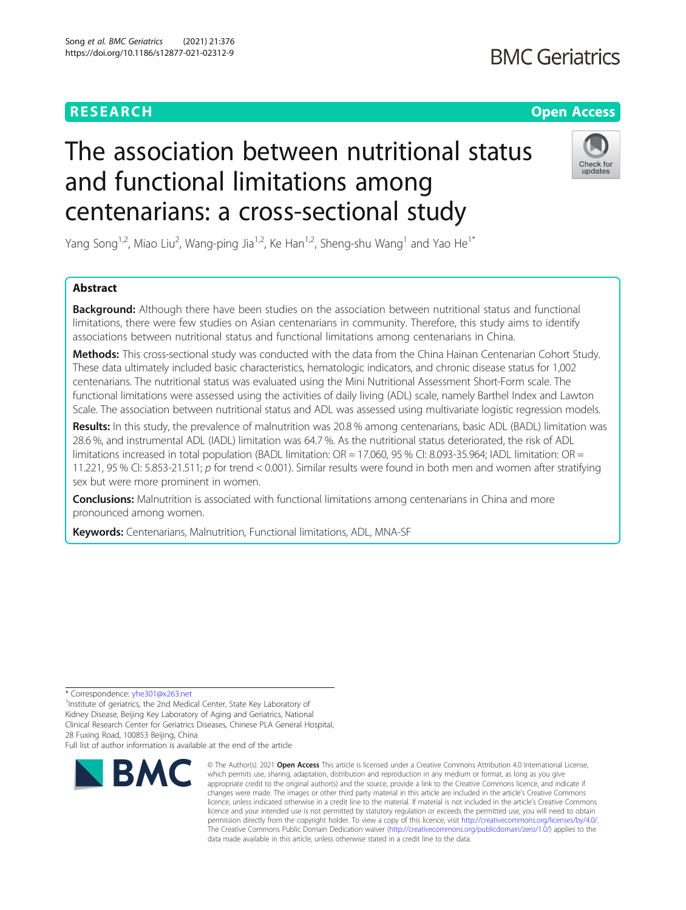RESEARCH

Open Access

# The association between nutritional status and functional limitations among centenarians: a cross-sectional study

Yang Song[1,2], Miao Liu[2], Wang-ping Jia[1,2], Ke Han[1,2], Sheng-shu Wang[1] and Yao He[1*]

## Abstract

**Background:** Although there have been studies on the association between nutritional status and functional limitations, there were few studies on Asian centenarians in community. Therefore, this study aims to identify associations between nutritional status and functional limitations among centenarians in China.

**Methods:** This cross-sectional study was conducted with the data from the China Hainan Centenarian Cohort Study. These data ultimately included basic characteristics, hematologic indicators, and chronic disease status for 1,002 centenarians. The nutritional status was evaluated using the Mini Nutritional Assessment Short-Form scale. The functional limitations were assessed using the activities of daily living (ADL) scale, namely Barthel Index and Lawton Scale. The association between nutritional status and ADL was assessed using multivariate logistic regression models.

**Results:** In this study, the prevalence of malnutrition was 20.8 % among centenarians, basic ADL (BADL) limitation was 28.6 %, and instrumental ADL (IADL) limitation was 64.7 %. As the nutritional status deteriorated, the risk of ADL limitations increased in total population (BADL limitation: OR = 17.060, 95 % CI: 8.093-35.964; IADL limitation: OR = 11.221, 95 % CI: 5.853-21.511; *p* for trend < 0.001). Similar results were found in both men and women after stratifying sex but were more prominent in women.

**Conclusions:** Malnutrition is associated with functional limitations among centenarians in China and more pronounced among women.

**Keywords:** Centenarians, Malnutrition, Functional limitations, ADL, MNA-SF

\* Correspondence: yhe301@x263.net

[1]Institute of geriatrics, the 2nd Medical Center, State Key Laboratory of Kidney Disease, Beijing Key Laboratory of Aging and Geriatrics, National Clinical Research Center for Geriatrics Diseases, Chinese PLA General Hospital, 28 Fuxing Road, 100853 Beijing, China

Full list of author information is available at the end of the article

© The Author(s). 2021 **Open Access** This article is licensed under a Creative Commons Attribution 4.0 International License, which permits use, sharing, adaptation, distribution and reproduction in any medium or format, as long as you give appropriate credit to the original author(s) and the source, provide a link to the Creative Commons licence, and indicate if changes were made. The images or other third party material in this article are included in the article's Creative Commons licence, unless indicated otherwise in a credit line to the material. If material is not included in the article's Creative Commons licence and your intended use is not permitted by statutory regulation or exceeds the permitted use, you will need to obtain permission directly from the copyright holder. To view a copy of this licence, visit http://creativecommons.org/licenses/by/4.0/. The Creative Commons Public Domain Dedication waiver (http://creativecommons.org/publicdomain/zero/1.0/) applies to the data made available in this article, unless otherwise stated in a credit line to the data.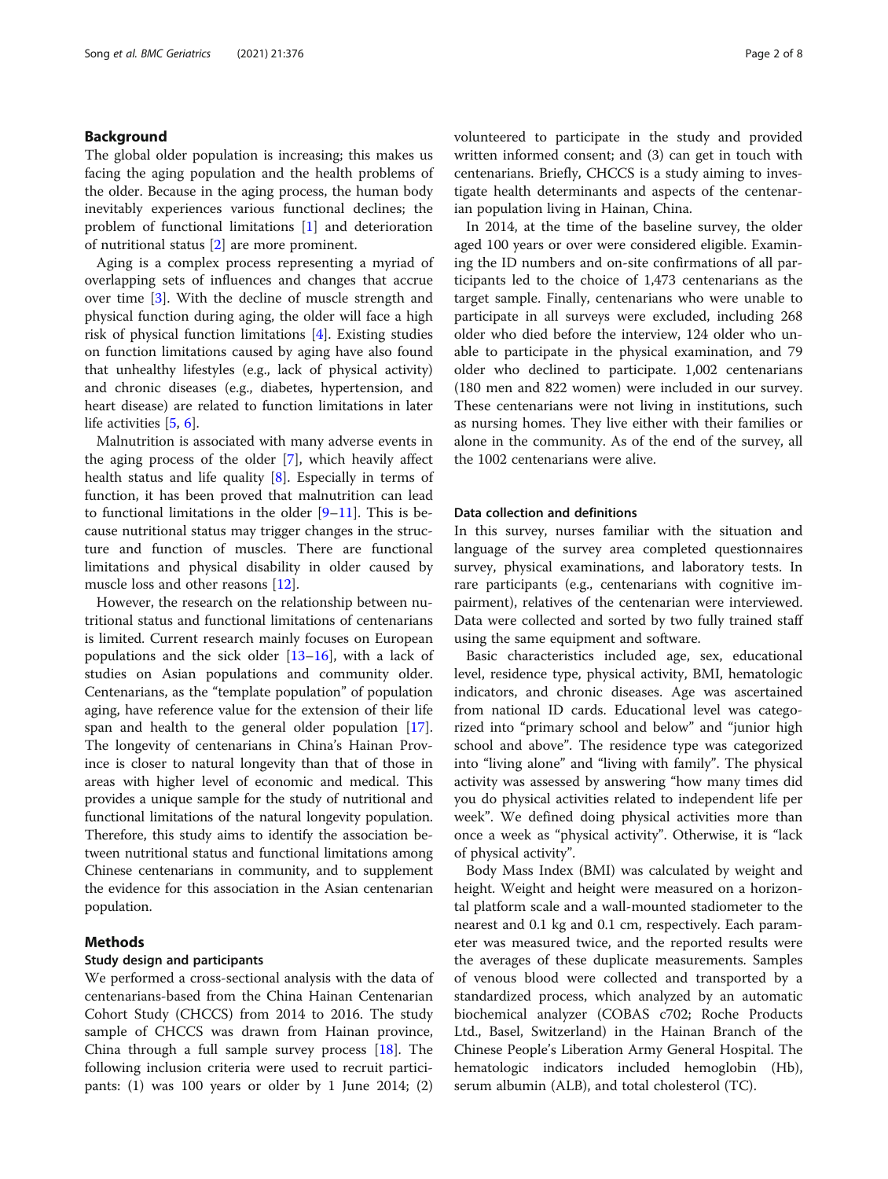## Background

The global older population is increasing; this makes us facing the aging population and the health problems of the older. Because in the aging process, the human body inevitably experiences various functional declines; the problem of functional limitations [1] and deterioration of nutritional status [2] are more prominent.

Aging is a complex process representing a myriad of overlapping sets of influences and changes that accrue over time [3]. With the decline of muscle strength and physical function during aging, the older will face a high risk of physical function limitations [4]. Existing studies on function limitations caused by aging have also found that unhealthy lifestyles (e.g., lack of physical activity) and chronic diseases (e.g., diabetes, hypertension, and heart disease) are related to function limitations in later life activities [5, 6].

Malnutrition is associated with many adverse events in the aging process of the older [7], which heavily affect health status and life quality [8]. Especially in terms of function, it has been proved that malnutrition can lead to functional limitations in the older [9–11]. This is because nutritional status may trigger changes in the structure and function of muscles. There are functional limitations and physical disability in older caused by muscle loss and other reasons [12].

However, the research on the relationship between nutritional status and functional limitations of centenarians is limited. Current research mainly focuses on European populations and the sick older [13–16], with a lack of studies on Asian populations and community older. Centenarians, as the "template population" of population aging, have reference value for the extension of their life span and health to the general older population [17]. The longevity of centenarians in China's Hainan Province is closer to natural longevity than that of those in areas with higher level of economic and medical. This provides a unique sample for the study of nutritional and functional limitations of the natural longevity population. Therefore, this study aims to identify the association between nutritional status and functional limitations among Chinese centenarians in community, and to supplement the evidence for this association in the Asian centenarian population.

## Methods

### Study design and participants

We performed a cross-sectional analysis with the data of centenarians-based from the China Hainan Centenarian Cohort Study (CHCCS) from 2014 to 2016. The study sample of CHCCS was drawn from Hainan province, China through a full sample survey process [18]. The following inclusion criteria were used to recruit participants: (1) was 100 years or older by 1 June 2014; (2) volunteered to participate in the study and provided written informed consent; and (3) can get in touch with centenarians. Briefly, CHCCS is a study aiming to investigate health determinants and aspects of the centenarian population living in Hainan, China.

In 2014, at the time of the baseline survey, the older aged 100 years or over were considered eligible. Examining the ID numbers and on-site confirmations of all participants led to the choice of 1,473 centenarians as the target sample. Finally, centenarians who were unable to participate in all surveys were excluded, including 268 older who died before the interview, 124 older who unable to participate in the physical examination, and 79 older who declined to participate. 1,002 centenarians (180 men and 822 women) were included in our survey. These centenarians were not living in institutions, such as nursing homes. They live either with their families or alone in the community. As of the end of the survey, all the 1002 centenarians were alive.

### Data collection and definitions

In this survey, nurses familiar with the situation and language of the survey area completed questionnaires survey, physical examinations, and laboratory tests. In rare participants (e.g., centenarians with cognitive impairment), relatives of the centenarian were interviewed. Data were collected and sorted by two fully trained staff using the same equipment and software.

Basic characteristics included age, sex, educational level, residence type, physical activity, BMI, hematologic indicators, and chronic diseases. Age was ascertained from national ID cards. Educational level was categorized into "primary school and below" and "junior high school and above". The residence type was categorized into "living alone" and "living with family". The physical activity was assessed by answering "how many times did you do physical activities related to independent life per week". We defined doing physical activities more than once a week as "physical activity". Otherwise, it is "lack of physical activity".

Body Mass Index (BMI) was calculated by weight and height. Weight and height were measured on a horizontal platform scale and a wall-mounted stadiometer to the nearest and 0.1 kg and 0.1 cm, respectively. Each parameter was measured twice, and the reported results were the averages of these duplicate measurements. Samples of venous blood were collected and transported by a standardized process, which analyzed by an automatic biochemical analyzer (COBAS c702; Roche Products Ltd., Basel, Switzerland) in the Hainan Branch of the Chinese People's Liberation Army General Hospital. The hematologic indicators included hemoglobin (Hb), serum albumin (ALB), and total cholesterol (TC).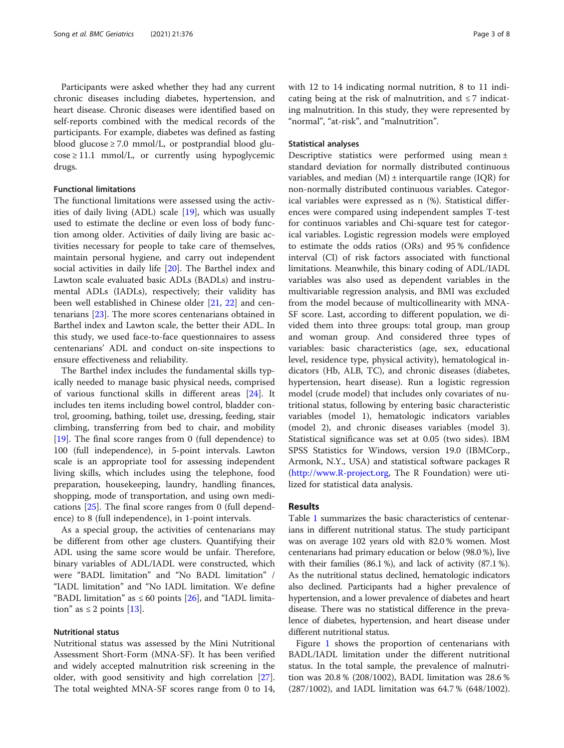Participants were asked whether they had any current chronic diseases including diabetes, hypertension, and heart disease. Chronic diseases were identified based on self-reports combined with the medical records of the participants. For example, diabetes was defined as fasting blood glucose ≥ 7.0 mmol/L, or postprandial blood glucose ≥ 11.1 mmol/L, or currently using hypoglycemic drugs.

### Functional limitations

The functional limitations were assessed using the activities of daily living (ADL) scale [19], which was usually used to estimate the decline or even loss of body function among older. Activities of daily living are basic activities necessary for people to take care of themselves, maintain personal hygiene, and carry out independent social activities in daily life [20]. The Barthel index and Lawton scale evaluated basic ADLs (BADLs) and instrumental ADLs (IADLs), respectively; their validity has been well established in Chinese older [21, 22] and centenarians [23]. The more scores centenarians obtained in Barthel index and Lawton scale, the better their ADL. In this study, we used face-to-face questionnaires to assess centenarians' ADL and conduct on-site inspections to ensure effectiveness and reliability.

The Barthel index includes the fundamental skills typically needed to manage basic physical needs, comprised of various functional skills in different areas [24]. It includes ten items including bowel control, bladder control, grooming, bathing, toilet use, dressing, feeding, stair climbing, transferring from bed to chair, and mobility [19]. The final score ranges from 0 (full dependence) to 100 (full independence), in 5-point intervals. Lawton scale is an appropriate tool for assessing independent living skills, which includes using the telephone, food preparation, housekeeping, laundry, handling finances, shopping, mode of transportation, and using own medications [25]. The final score ranges from 0 (full dependence) to 8 (full independence), in 1-point intervals.

As a special group, the activities of centenarians may be different from other age clusters. Quantifying their ADL using the same score would be unfair. Therefore, binary variables of ADL/IADL were constructed, which were "BADL limitation" and "No BADL limitation" / "IADL limitation" and "No IADL limitation. We define "BADL limitation" as ≤ 60 points [26], and "IADL limitation" as ≤ 2 points [13].

### Nutritional status

Nutritional status was assessed by the Mini Nutritional Assessment Short-Form (MNA-SF). It has been verified and widely accepted malnutrition risk screening in the older, with good sensitivity and high correlation [27]. The total weighted MNA-SF scores range from 0 to 14, with 12 to 14 indicating normal nutrition, 8 to 11 indicating being at the risk of malnutrition, and ≤ 7 indicating malnutrition. In this study, they were represented by "normal", "at-risk", and "malnutrition".

### Statistical analyses

Descriptive statistics were performed using mean ± standard deviation for normally distributed continuous variables, and median (M) ± interquartile range (IQR) for non-normally distributed continuous variables. Categorical variables were expressed as n (%). Statistical differences were compared using independent samples T-test for continuos variables and Chi-square test for categorical variables. Logistic regression models were employed to estimate the odds ratios (ORs) and 95 % confidence interval (CI) of risk factors associated with functional limitations. Meanwhile, this binary coding of ADL/IADL variables was also used as dependent variables in the multivariable regression analysis, and BMI was excluded from the model because of multicollinearity with MNA-SF score. Last, according to different population, we divided them into three groups: total group, man group and woman group. And considered three types of variables: basic characteristics (age, sex, educational level, residence type, physical activity), hematological indicators (Hb, ALB, TC), and chronic diseases (diabetes, hypertension, heart disease). Run a logistic regression model (crude model) that includes only covariates of nutritional status, following by entering basic characteristic variables (model 1), hematologic indicators variables (model 2), and chronic diseases variables (model 3). Statistical significance was set at 0.05 (two sides). IBM SPSS Statistics for Windows, version 19.0 (IBMCorp., Armonk, N.Y., USA) and statistical software packages R (http://www.R-project.org, The R Foundation) were utilized for statistical data analysis.

## Results

Table 1 summarizes the basic characteristics of centenarians in different nutritional status. The study participant was on average 102 years old with 82.0 % women. Most centenarians had primary education or below (98.0 %), live with their families (86.1 %), and lack of activity (87.1 %). As the nutritional status declined, hematologic indicators also declined. Participants had a higher prevalence of hypertension, and a lower prevalence of diabetes and heart disease. There was no statistical difference in the prevalence of diabetes, hypertension, and heart disease under different nutritional status.

Figure 1 shows the proportion of centenarians with BADL/IADL limitation under the different nutritional status. In the total sample, the prevalence of malnutrition was 20.8 % (208/1002), BADL limitation was 28.6 % (287/1002), and IADL limitation was 64.7 % (648/1002).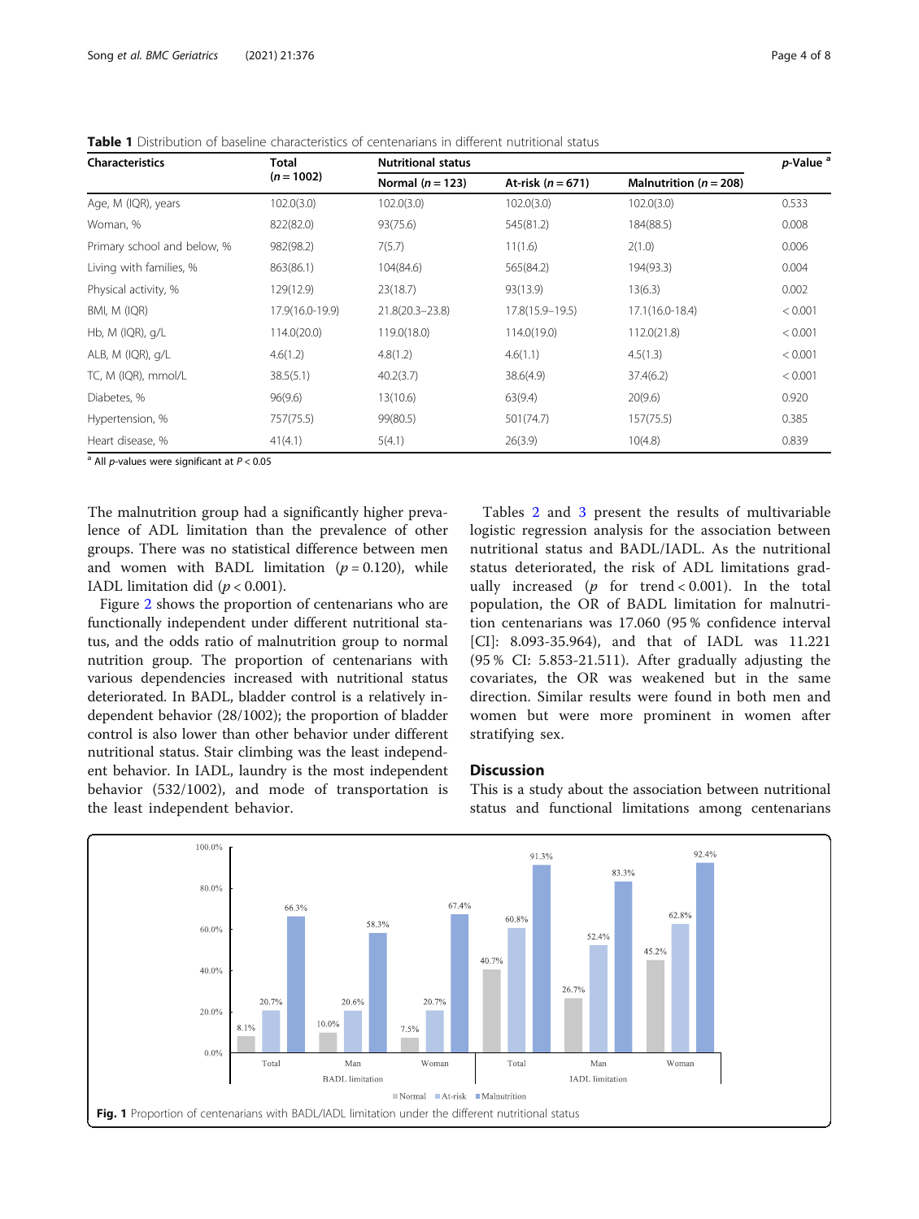**Table 1** Distribution of baseline characteristics of centenarians in different nutritional status

| Characteristics | Total ($n = 1002$) | Nutritional status | | | *p*-Value [a] |
|---|---|---|---|---|---|
| | | Normal ($n = 123$) | At-risk ($n = 671$) | Malnutrition ($n = 208$) | |
| Age, M (IQR), years | 102.0(3.0) | 102.0(3.0) | 102.0(3.0) | 102.0(3.0) | 0.533 |
| Woman, % | 822(82.0) | 93(75.6) | 545(81.2) | 184(88.5) | 0.008 |
| Primary school and below, % | 982(98.2) | 7(5.7) | 11(1.6) | 2(1.0) | 0.006 |
| Living with families, % | 863(86.1) | 104(84.6) | 565(84.2) | 194(93.3) | 0.004 |
| Physical activity, % | 129(12.9) | 23(18.7) | 93(13.9) | 13(6.3) | 0.002 |
| BMI, M (IQR) | 17.9(16.0-19.9) | 21.8(20.3–23.8) | 17.8(15.9–19.5) | 17.1(16.0-18.4) | < 0.001 |
| Hb, M (IQR), g/L | 114.0(20.0) | 119.0(18.0) | 114.0(19.0) | 112.0(21.8) | < 0.001 |
| ALB, M (IQR), g/L | 4.6(1.2) | 4.8(1.2) | 4.6(1.1) | 4.5(1.3) | < 0.001 |
| TC, M (IQR), mmol/L | 38.5(5.1) | 40.2(3.7) | 38.6(4.9) | 37.4(6.2) | < 0.001 |
| Diabetes, % | 96(9.6) | 13(10.6) | 63(9.4) | 20(9.6) | 0.920 |
| Hypertension, % | 757(75.5) | 99(80.5) | 501(74.7) | 157(75.5) | 0.385 |
| Heart disease, % | 41(4.1) | 5(4.1) | 26(3.9) | 10(4.8) | 0.839 |

[a] All *p*-values were significant at $P < 0.05$

The malnutrition group had a significantly higher prevalence of ADL limitation than the prevalence of other groups. There was no statistical difference between men and women with BADL limitation ($p = 0.120$), while IADL limitation did ($p < 0.001$).

Figure 2 shows the proportion of centenarians who are functionally independent under different nutritional status, and the odds ratio of malnutrition group to normal nutrition group. The proportion of centenarians with various dependencies increased with nutritional status deteriorated. In BADL, bladder control is a relatively independent behavior (28/1002); the proportion of bladder control is also lower than other behavior under different nutritional status. Stair climbing was the least independent behavior. In IADL, laundry is the most independent behavior (532/1002), and mode of transportation is the least independent behavior.

Tables 2 and 3 present the results of multivariable logistic regression analysis for the association between nutritional status and BADL/IADL. As the nutritional status deteriorated, the risk of ADL limitations gradually increased ($p$ for trend < 0.001). In the total population, the OR of BADL limitation for malnutrition centenarians was 17.060 (95 % confidence interval [CI]: 8.093-35.964), and that of IADL was 11.221 (95 % CI: 5.853-21.511). After gradually adjusting the covariates, the OR was weakened but in the same direction. Similar results were found in both men and women but were more prominent in women after stratifying sex.

## Discussion

This is a study about the association between nutritional status and functional limitations among centenarians

**Fig. 1** Proportion of centenarians with BADL/IADL limitation under the different nutritional status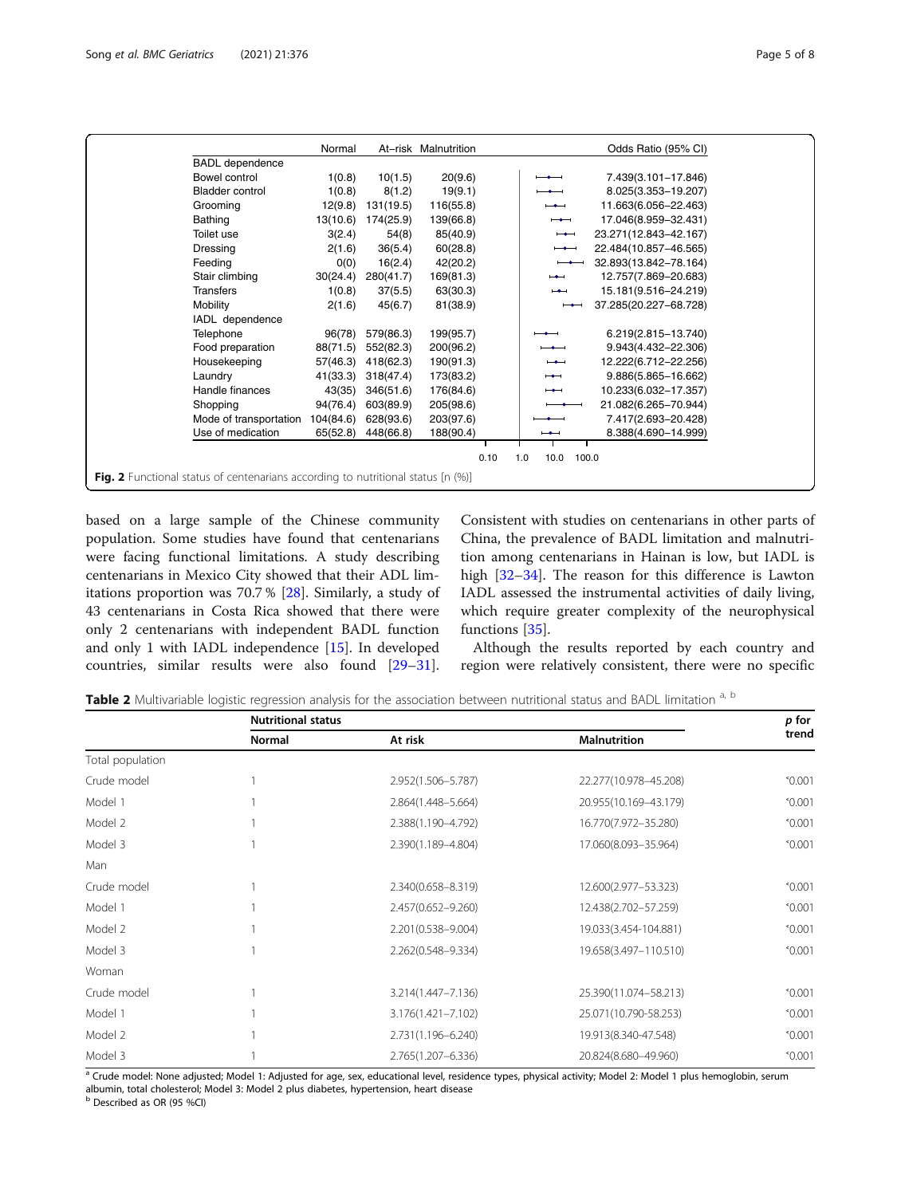| | Normal | At-risk | Malnutrition | Odds Ratio (95% CI) |
|---|---|---|---|---|
| BADL dependence | | | | |
| Bowel control | 1(0.8) | 10(1.5) | 20(9.6) | 7.439(3.101–17.846) |
| Bladder control | 1(0.8) | 8(1.2) | 19(9.1) | 8.025(3.353–19.207) |
| Grooming | 12(9.8) | 131(19.5) | 116(55.8) | 11.663(6.056–22.463) |
| Bathing | 13(10.6) | 174(25.9) | 139(66.8) | 17.046(8.959–32.431) |
| Toilet use | 3(2.4) | 54(8) | 85(40.9) | 23.271(12.843–42.167) |
| Dressing | 2(1.6) | 36(5.4) | 60(28.8) | 22.484(10.857–46.565) |
| Feeding | 0(0) | 16(2.4) | 42(20.2) | 32.893(13.842–78.164) |
| Stair climbing | 30(24.4) | 280(41.7) | 169(81.3) | 12.757(7.869–20.683) |
| Transfers | 1(0.8) | 37(5.5) | 63(30.3) | 15.181(9.516–24.219) |
| Mobility | 2(1.6) | 45(6.7) | 81(38.9) | 37.285(20.227–68.728) |
| IADL dependence | | | | |
| Telephone | 96(78) | 579(86.3) | 199(95.7) | 6.219(2.815–13.740) |
| Food preparation | 88(71.5) | 552(82.3) | 200(96.2) | 9.943(4.432–22.306) |
| Housekeeping | 57(46.3) | 418(62.3) | 190(91.3) | 12.222(6.712–22.256) |
| Laundry | 41(33.3) | 318(47.4) | 173(83.2) | 9.886(5.865–16.662) |
| Handle finances | 43(35) | 346(51.6) | 176(84.6) | 10.233(6.032–17.357) |
| Shopping | 94(76.4) | 603(89.9) | 205(98.6) | 21.082(6.265–70.944) |
| Mode of transportation | 104(84.6) | 628(93.6) | 203(97.6) | 7.417(2.693–20.428) |
| Use of medication | 65(52.8) | 448(66.8) | 188(90.4) | 8.388(4.690–14.999) |

**Fig. 2** Functional status of centenarians according to nutritional status [n (%)]

based on a large sample of the Chinese community population. Some studies have found that centenarians were facing functional limitations. A study describing centenarians in Mexico City showed that their ADL limitations proportion was 70.7 % [28]. Similarly, a study of 43 centenarians in Costa Rica showed that there were only 2 centenarians with independent BADL function and only 1 with IADL independence [15]. In developed countries, similar results were also found [29–31]. Consistent with studies on centenarians in other parts of China, the prevalence of BADL limitation and malnutrition among centenarians in Hainan is low, but IADL is high [32–34]. The reason for this difference is Lawton IADL assessed the instrumental activities of daily living, which require greater complexity of the neurophysical functions [35].

Although the results reported by each country and region were relatively consistent, there were no specific

**Table 2** Multivariable logistic regression analysis for the association between nutritional status and BADL limitation [a, b]

| | Nutritional status | | | $p$ for trend |
|---|---|---|---|---|
| | Normal | At risk | Malnutrition | |
| Total population | | | | |
| Crude model | 1 | 2.952(1.506–5.787) | 22.277(10.978–45.208) | <0.001 |
| Model 1 | 1 | 2.864(1.448–5.664) | 20.955(10.169–43.179) | <0.001 |
| Model 2 | 1 | 2.388(1.190–4.792) | 16.770(7.972–35.280) | <0.001 |
| Model 3 | 1 | 2.390(1.189–4.804) | 17.060(8.093–35.964) | <0.001 |
| Man | | | | |
| Crude model | 1 | 2.340(0.658–8.319) | 12.600(2.977–53.323) | <0.001 |
| Model 1 | 1 | 2.457(0.652–9.260) | 12.438(2.702–57.259) | <0.001 |
| Model 2 | 1 | 2.201(0.538–9.004) | 19.033(3.454-104.881) | <0.001 |
| Model 3 | 1 | 2.262(0.548–9.334) | 19.658(3.497–110.510) | <0.001 |
| Woman | | | | |
| Crude model | 1 | 3.214(1.447–7.136) | 25.390(11.074–58.213) | <0.001 |
| Model 1 | 1 | 3.176(1.421–7.102) | 25.071(10.790-58.253) | <0.001 |
| Model 2 | 1 | 2.731(1.196–6.240) | 19.913(8.340-47.548) | <0.001 |
| Model 3 | 1 | 2.765(1.207–6.336) | 20.824(8.680–49.960) | <0.001 |

[a] Crude model: None adjusted; Model 1: Adjusted for age, sex, educational level, residence types, physical activity; Model 2: Model 1 plus hemoglobin, serum albumin, total cholesterol; Model 3: Model 2 plus diabetes, hypertension, heart disease

[b] Described as OR (95 %CI)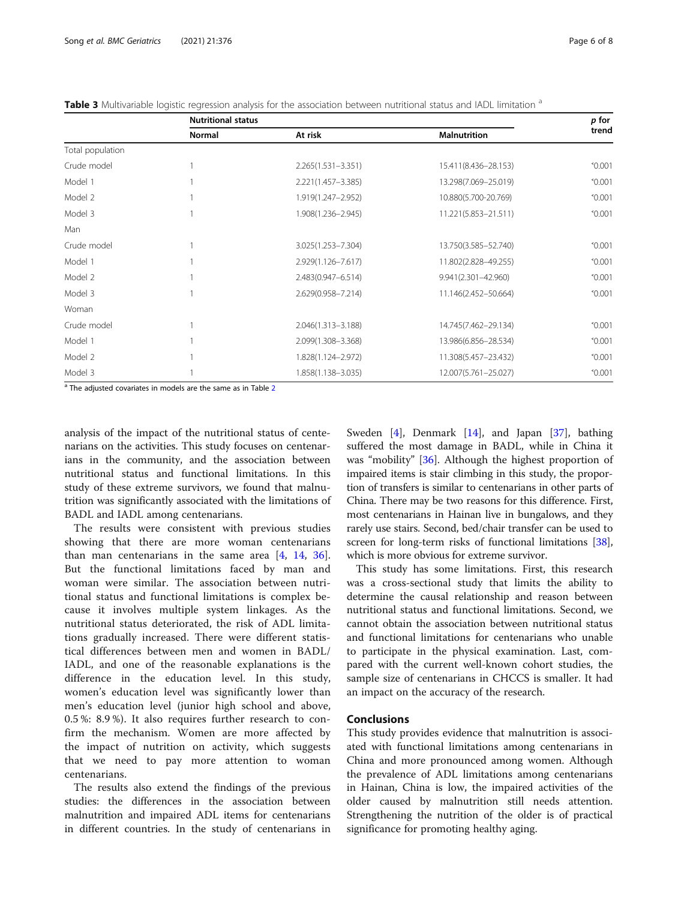**Table 3** Multivariable logistic regression analysis for the association between nutritional status and IADL limitation [a]

| | Nutritional status | | | p for trend |
|---|---|---|---|---|
| | Normal | At risk | Malnutrition | |
| Total population | | | | |
| Crude model | 1 | 2.265(1.531–3.351) | 15.411(8.436–28.153) | $^*$0.001 |
| Model 1 | 1 | 2.221(1.457–3.385) | 13.298(7.069–25.019) | $^*$0.001 |
| Model 2 | 1 | 1.919(1.247–2.952) | 10.880(5.700-20.769) | $^*$0.001 |
| Model 3 | 1 | 1.908(1.236–2.945) | 11.221(5.853–21.511) | $^*$0.001 |
| Man | | | | |
| Crude model | 1 | 3.025(1.253–7.304) | 13.750(3.585–52.740) | $^*$0.001 |
| Model 1 | 1 | 2.929(1.126–7.617) | 11.802(2.828–49.255) | $^*$0.001 |
| Model 2 | 1 | 2.483(0.947–6.514) | 9.941(2.301–42.960) | $^*$0.001 |
| Model 3 | 1 | 2.629(0.958–7.214) | 11.146(2.452–50.664) | $^*$0.001 |
| Woman | | | | |
| Crude model | 1 | 2.046(1.313–3.188) | 14.745(7.462–29.134) | $^*$0.001 |
| Model 1 | 1 | 2.099(1.308–3.368) | 13.986(6.856–28.534) | $^*$0.001 |
| Model 2 | 1 | 1.828(1.124–2.972) | 11.308(5.457–23.432) | $^*$0.001 |
| Model 3 | 1 | 1.858(1.138–3.035) | 12.007(5.761–25.027) | $^*$0.001 |

[a] The adjusted covariates in models are the same as in Table 2

analysis of the impact of the nutritional status of centenarians on the activities. This study focuses on centenarians in the community, and the association between nutritional status and functional limitations. In this study of these extreme survivors, we found that malnutrition was significantly associated with the limitations of BADL and IADL among centenarians.

The results were consistent with previous studies showing that there are more woman centenarians than man centenarians in the same area [4, 14, 36]. But the functional limitations faced by man and woman were similar. The association between nutritional status and functional limitations is complex because it involves multiple system linkages. As the nutritional status deteriorated, the risk of ADL limitations gradually increased. There were different statistical differences between men and women in BADL/IADL, and one of the reasonable explanations is the difference in the education level. In this study, women's education level was significantly lower than men's education level (junior high school and above, 0.5 %: 8.9 %). It also requires further research to confirm the mechanism. Women are more affected by the impact of nutrition on activity, which suggests that we need to pay more attention to woman centenarians.

The results also extend the findings of the previous studies: the differences in the association between malnutrition and impaired ADL items for centenarians in different countries. In the study of centenarians in Sweden [4], Denmark [14], and Japan [37], bathing suffered the most damage in BADL, while in China it was "mobility" [36]. Although the highest proportion of impaired items is stair climbing in this study, the proportion of transfers is similar to centenarians in other parts of China. There may be two reasons for this difference. First, most centenarians in Hainan live in bungalows, and they rarely use stairs. Second, bed/chair transfer can be used to screen for long-term risks of functional limitations [38], which is more obvious for extreme survivor.

This study has some limitations. First, this research was a cross-sectional study that limits the ability to determine the causal relationship and reason between nutritional status and functional limitations. Second, we cannot obtain the association between nutritional status and functional limitations for centenarians who unable to participate in the physical examination. Last, compared with the current well-known cohort studies, the sample size of centenarians in CHCCS is smaller. It had an impact on the accuracy of the research.

## Conclusions

This study provides evidence that malnutrition is associated with functional limitations among centenarians in China and more pronounced among women. Although the prevalence of ADL limitations among centenarians in Hainan, China is low, the impaired activities of the older caused by malnutrition still needs attention. Strengthening the nutrition of the older is of practical significance for promoting healthy aging.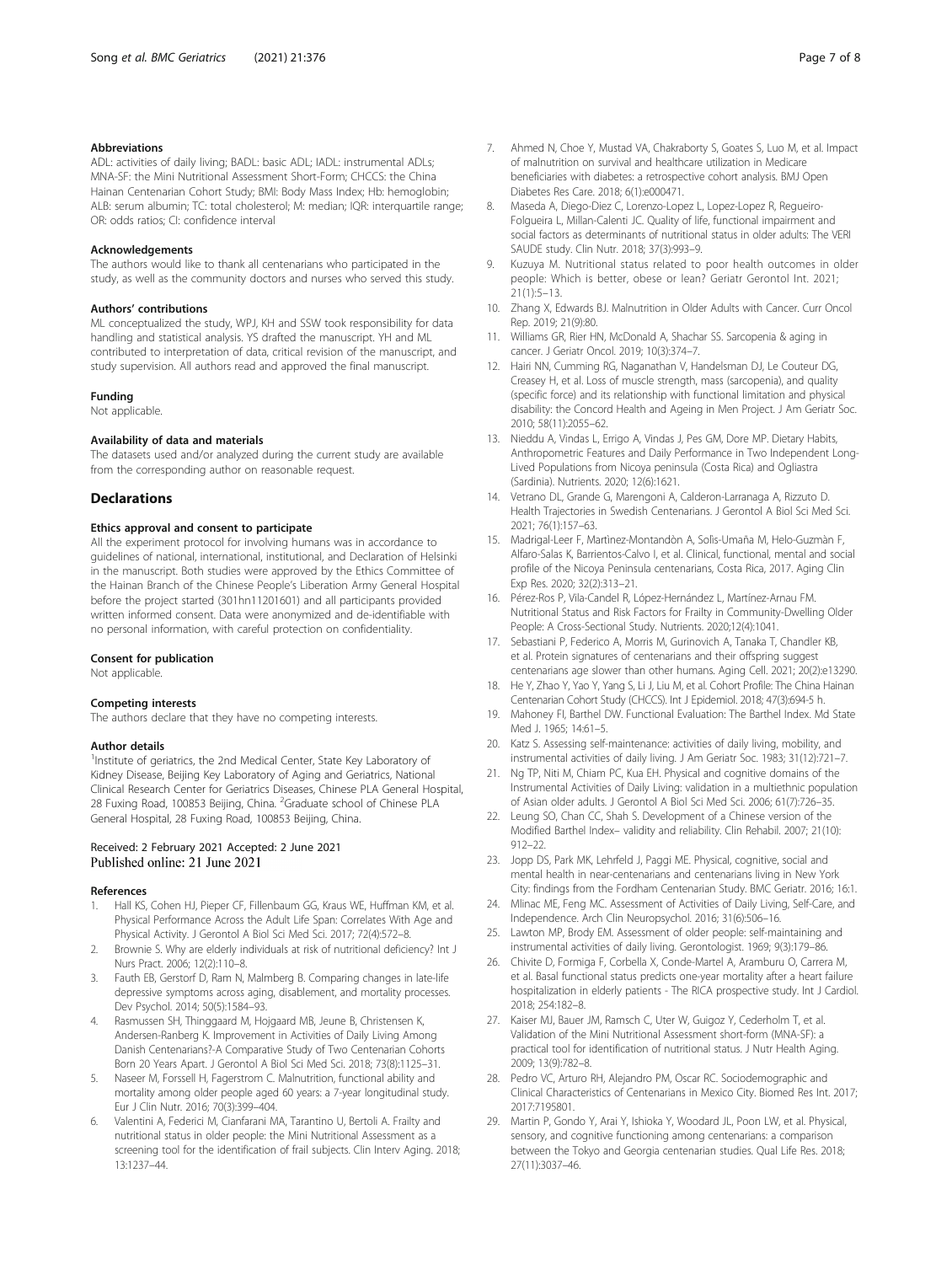#### Abbreviations

ADL: activities of daily living; BADL: basic ADL; IADL: instrumental ADLs; MNA-SF: the Mini Nutritional Assessment Short-Form; CHCCS: the China Hainan Centenarian Cohort Study; BMI: Body Mass Index; Hb: hemoglobin; ALB: serum albumin; TC: total cholesterol; M: median; IQR: interquartile range; OR: odds ratios; CI: confidence interval

#### Acknowledgements

The authors would like to thank all centenarians who participated in the study, as well as the community doctors and nurses who served this study.

#### Authors' contributions

ML conceptualized the study, WPJ, KH and SSW took responsibility for data handling and statistical analysis. YS drafted the manuscript. YH and ML contributed to interpretation of data, critical revision of the manuscript, and study supervision. All authors read and approved the final manuscript.

#### Funding

Not applicable.

#### Availability of data and materials

The datasets used and/or analyzed during the current study are available from the corresponding author on reasonable request.

## Declarations

#### Ethics approval and consent to participate

All the experiment protocol for involving humans was in accordance to guidelines of national, international, institutional, and Declaration of Helsinki in the manuscript. Both studies were approved by the Ethics Committee of the Hainan Branch of the Chinese People's Liberation Army General Hospital before the project started (301hn11201601) and all participants provided written informed consent. Data were anonymized and de-identifiable with no personal information, with careful protection on confidentiality.

#### Consent for publication

Not applicable.

#### Competing interests

The authors declare that they have no competing interests.

#### Author details

[1]Institute of geriatrics, the 2nd Medical Center, State Key Laboratory of Kidney Disease, Beijing Key Laboratory of Aging and Geriatrics, National Clinical Research Center for Geriatrics Diseases, Chinese PLA General Hospital, 28 Fuxing Road, 100853 Beijing, China. [2]Graduate school of Chinese PLA General Hospital, 28 Fuxing Road, 100853 Beijing, China.

Received: 2 February 2021 Accepted: 2 June 2021
Published online: 21 June 2021

#### References

1. Hall KS, Cohen HJ, Pieper CF, Fillenbaum GG, Kraus WE, Huffman KM, et al. Physical Performance Across the Adult Life Span: Correlates With Age and Physical Activity. J Gerontol A Biol Sci Med Sci. 2017; 72(4):572–8.
2. Brownie S. Why are elderly individuals at risk of nutritional deficiency? Int J Nurs Pract. 2006; 12(2):110–8.
3. Fauth EB, Gerstorf D, Ram N, Malmberg B. Comparing changes in late-life depressive symptoms across aging, disablement, and mortality processes. Dev Psychol. 2014; 50(5):1584–93.
4. Rasmussen SH, Thinggaard M, Hojgaard MB, Jeune B, Christensen K, Andersen-Ranberg K. Improvement in Activities of Daily Living Among Danish Centenarians?-A Comparative Study of Two Centenarian Cohorts Born 20 Years Apart. J Gerontol A Biol Sci Med Sci. 2018; 73(8):1125–31.
5. Naseer M, Forssell H, Fagerstrom C. Malnutrition, functional ability and mortality among older people aged 60 years: a 7-year longitudinal study. Eur J Clin Nutr. 2016; 70(3):399–404.
6. Valentini A, Federici M, Cianfarani MA, Tarantino U, Bertoli A. Frailty and nutritional status in older people: the Mini Nutritional Assessment as a screening tool for the identification of frail subjects. Clin Interv Aging. 2018; 13:1237–44.
7. Ahmed N, Choe Y, Mustad VA, Chakraborty S, Goates S, Luo M, et al. Impact of malnutrition on survival and healthcare utilization in Medicare beneficiaries with diabetes: a retrospective cohort analysis. BMJ Open Diabetes Res Care. 2018; 6(1):e000471.
8. Maseda A, Diego-Diez C, Lorenzo-Lopez L, Lopez-Lopez R, Regueiro-Folgueira L, Millan-Calenti JC. Quality of life, functional impairment and social factors as determinants of nutritional status in older adults: The VERI SAUDE study. Clin Nutr. 2018; 37(3):993–9.
9. Kuzuya M. Nutritional status related to poor health outcomes in older people: Which is better, obese or lean? Geriatr Gerontol Int. 2021; 21(1):5–13.
10. Zhang X, Edwards BJ. Malnutrition in Older Adults with Cancer. Curr Oncol Rep. 2019; 21(9):80.
11. Williams GR, Rier HN, McDonald A, Shachar SS. Sarcopenia & aging in cancer. J Geriatr Oncol. 2019; 10(3):374–7.
12. Hairi NN, Cumming RG, Naganathan V, Handelsman DJ, Le Couteur DG, Creasey H, et al. Loss of muscle strength, mass (sarcopenia), and quality (specific force) and its relationship with functional limitation and physical disability: the Concord Health and Ageing in Men Project. J Am Geriatr Soc. 2010; 58(11):2055–62.
13. Nieddu A, Vindas L, Errigo A, Vindas J, Pes GM, Dore MP. Dietary Habits, Anthropometric Features and Daily Performance in Two Independent Long-Lived Populations from Nicoya peninsula (Costa Rica) and Ogliastra (Sardinia). Nutrients. 2020; 12(6):1621.
14. Vetrano DL, Grande G, Marengoni A, Calderon-Larranaga A, Rizzuto D. Health Trajectories in Swedish Centenarians. J Gerontol A Biol Sci Med Sci. 2021; 76(1):157–63.
15. Madrigal-Leer F, Martìnez-Montandòn A, Solìs-Umaña M, Helo-Guzmàn F, Alfaro-Salas K, Barrientos-Calvo I, et al. Clinical, functional, mental and social profile of the Nicoya Peninsula centenarians, Costa Rica, 2017. Aging Clin Exp Res. 2020; 32(2):313–21.
16. Pérez-Ros P, Vila-Candel R, López-Hernández L, Martínez-Arnau FM. Nutritional Status and Risk Factors for Frailty in Community-Dwelling Older People: A Cross-Sectional Study. Nutrients. 2020;12(4):1041.
17. Sebastiani P, Federico A, Morris M, Gurinovich A, Tanaka T, Chandler KB, et al. Protein signatures of centenarians and their offspring suggest centenarians age slower than other humans. Aging Cell. 2021; 20(2):e13290.
18. He Y, Zhao Y, Yao Y, Yang S, Li J, Liu M, et al. Cohort Profile: The China Hainan Centenarian Cohort Study (CHCCS). Int J Epidemiol. 2018; 47(3):694-5 h.
19. Mahoney FI, Barthel DW. Functional Evaluation: The Barthel Index. Md State Med J. 1965; 14:61–5.
20. Katz S. Assessing self-maintenance: activities of daily living, mobility, and instrumental activities of daily living. J Am Geriatr Soc. 1983; 31(12):721–7.
21. Ng TP, Niti M, Chiam PC, Kua EH. Physical and cognitive domains of the Instrumental Activities of Daily Living: validation in a multiethnic population of Asian older adults. J Gerontol A Biol Sci Med Sci. 2006; 61(7):726–35.
22. Leung SO, Chan CC, Shah S. Development of a Chinese version of the Modified Barthel Index– validity and reliability. Clin Rehabil. 2007; 21(10): 912–22.
23. Jopp DS, Park MK, Lehrfeld J, Paggi ME. Physical, cognitive, social and mental health in near-centenarians and centenarians living in New York City: findings from the Fordham Centenarian Study. BMC Geriatr. 2016; 16:1.
24. Mlinac ME, Feng MC. Assessment of Activities of Daily Living, Self-Care, and Independence. Arch Clin Neuropsychol. 2016; 31(6):506–16.
25. Lawton MP, Brody EM. Assessment of older people: self-maintaining and instrumental activities of daily living. Gerontologist. 1969; 9(3):179–86.
26. Chivite D, Formiga F, Corbella X, Conde-Martel A, Aramburu O, Carrera M, et al. Basal functional status predicts one-year mortality after a heart failure hospitalization in elderly patients - The RICA prospective study. Int J Cardiol. 2018; 254:182–8.
27. Kaiser MJ, Bauer JM, Ramsch C, Uter W, Guigoz Y, Cederholm T, et al. Validation of the Mini Nutritional Assessment short-form (MNA-SF): a practical tool for identification of nutritional status. J Nutr Health Aging. 2009; 13(9):782–8.
28. Pedro VC, Arturo RH, Alejandro PM, Oscar RC. Sociodemographic and Clinical Characteristics of Centenarians in Mexico City. Biomed Res Int. 2017; 2017:7195801.
29. Martin P, Gondo Y, Arai Y, Ishioka Y, Woodard JL, Poon LW, et al. Physical, sensory, and cognitive functioning among centenarians: a comparison between the Tokyo and Georgia centenarian studies. Qual Life Res. 2018; 27(11):3037–46.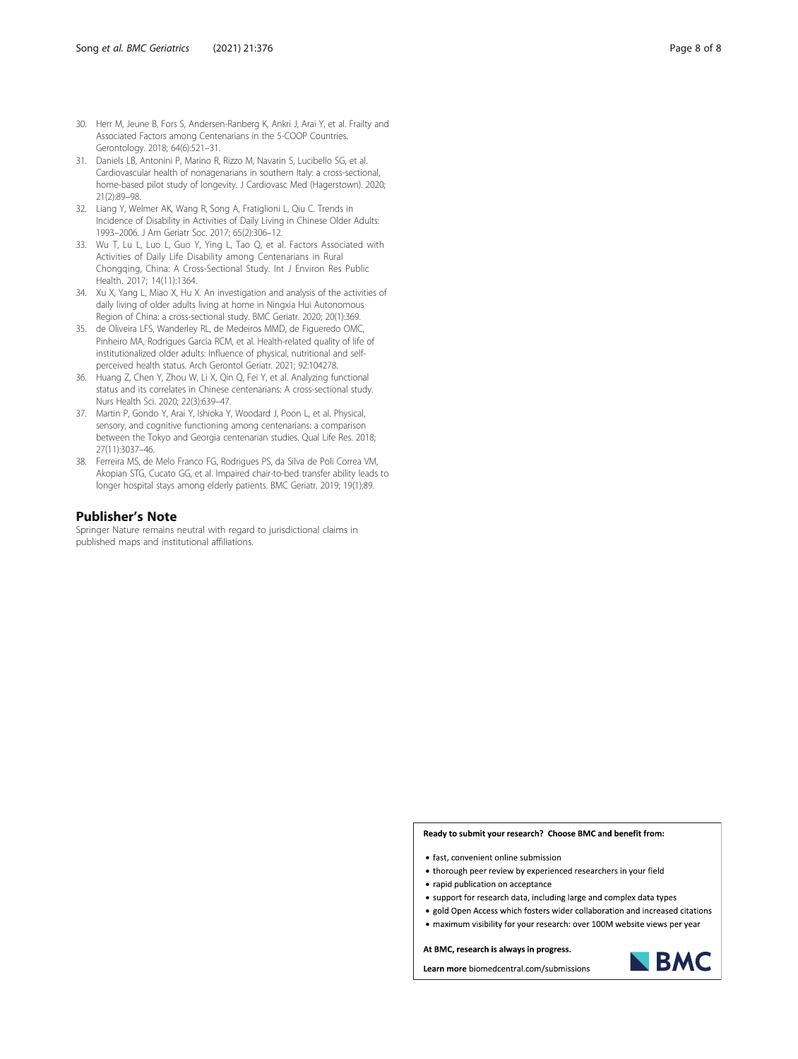30. Herr M, Jeune B, Fors S, Andersen-Ranberg K, Ankri J, Arai Y, et al. Frailty and Associated Factors among Centenarians in the 5-COOP Countries. Gerontology. 2018; 64(6):521–31.
31. Daniels LB, Antonini P, Marino R, Rizzo M, Navarin S, Lucibello SG, et al. Cardiovascular health of nonagenarians in southern Italy: a cross-sectional, home-based pilot study of longevity. J Cardiovasc Med (Hagerstown). 2020; 21(2):89–98.
32. Liang Y, Welmer AK, Wang R, Song A, Fratiglioni L, Qiu C. Trends in Incidence of Disability in Activities of Daily Living in Chinese Older Adults: 1993–2006. J Am Geriatr Soc. 2017; 65(2):306–12.
33. Wu T, Lu L, Luo L, Guo Y, Ying L, Tao Q, et al. Factors Associated with Activities of Daily Life Disability among Centenarians in Rural Chongqing, China: A Cross-Sectional Study. Int J Environ Res Public Health. 2017; 14(11):1364.
34. Xu X, Yang L, Miao X, Hu X. An investigation and analysis of the activities of daily living of older adults living at home in Ningxia Hui Autonomous Region of China: a cross-sectional study. BMC Geriatr. 2020; 20(1):369.
35. de Oliveira LFS, Wanderley RL, de Medeiros MMD, de Figueredo OMC, Pinheiro MA, Rodrigues Garcia RCM, et al. Health-related quality of life of institutionalized older adults: Influence of physical, nutritional and self-perceived health status. Arch Gerontol Geriatr. 2021; 92:104278.
36. Huang Z, Chen Y, Zhou W, Li X, Qin Q, Fei Y, et al. Analyzing functional status and its correlates in Chinese centenarians: A cross-sectional study. Nurs Health Sci. 2020; 22(3):639–47.
37. Martin P, Gondo Y, Arai Y, Ishioka Y, Woodard J, Poon L, et al. Physical, sensory, and cognitive functioning among centenarians: a comparison between the Tokyo and Georgia centenarian studies. Qual Life Res. 2018; 27(11):3037–46.
38. Ferreira MS, de Melo Franco FG, Rodrigues PS, da Silva de Poli Correa VM, Akopian STG, Cucato GG, et al. Impaired chair-to-bed transfer ability leads to longer hospital stays among elderly patients. BMC Geriatr. 2019; 19(1):89.

## Publisher's Note

Springer Nature remains neutral with regard to jurisdictional claims in published maps and institutional affiliations.

**Ready to submit your research? Choose BMC and benefit from:**

- fast, convenient online submission
- thorough peer review by experienced researchers in your field
- rapid publication on acceptance
- support for research data, including large and complex data types
- gold Open Access which fosters wider collaboration and increased citations
- maximum visibility for your research: over 100M website views per year

**At BMC, research is always in progress.**

**Learn more** biomedcentral.com/submissions

BMC